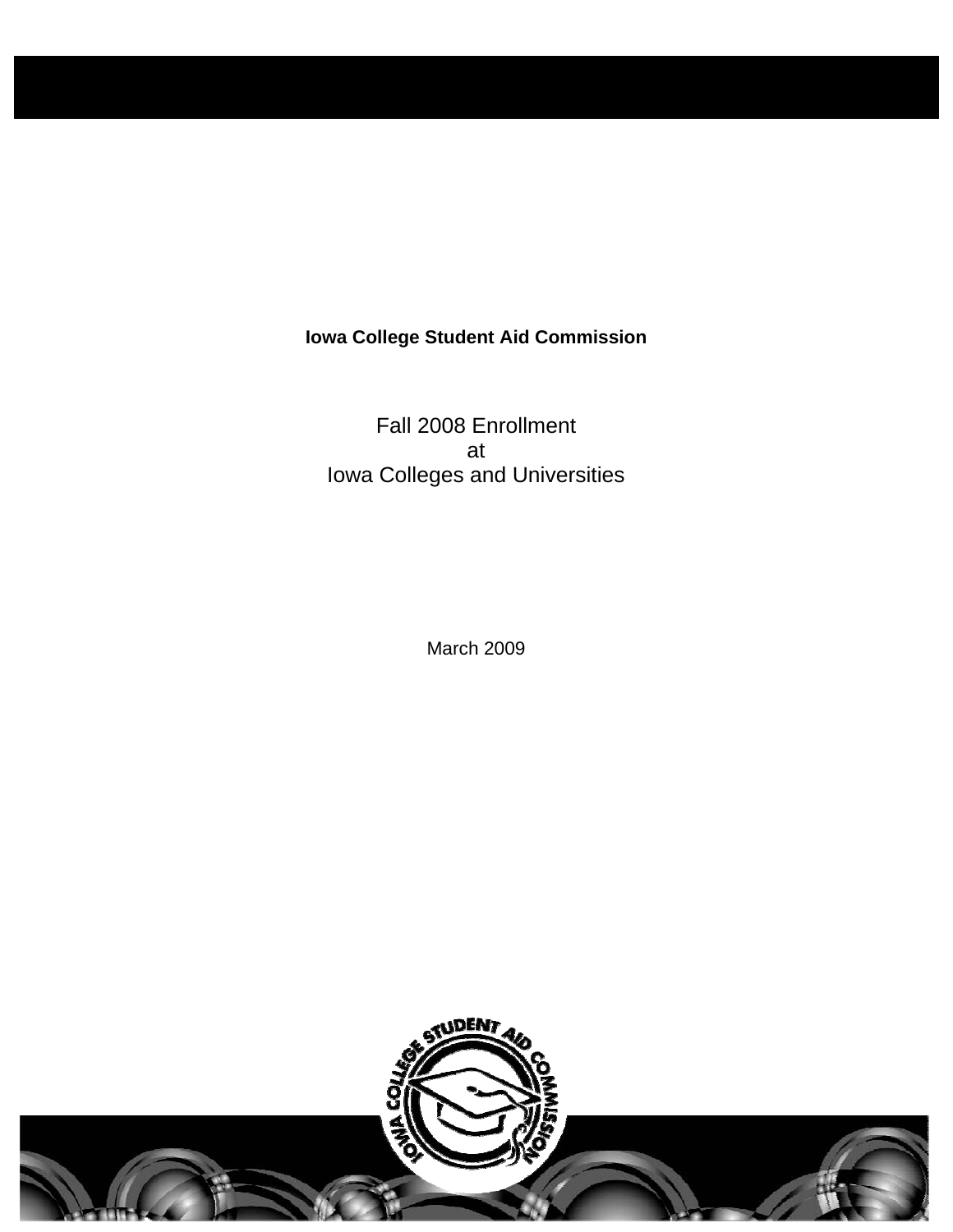**Iowa College Student Aid Commission**

# Fall 2008 Enrollment
# at
# Iowa Colleges and Universities

March 2009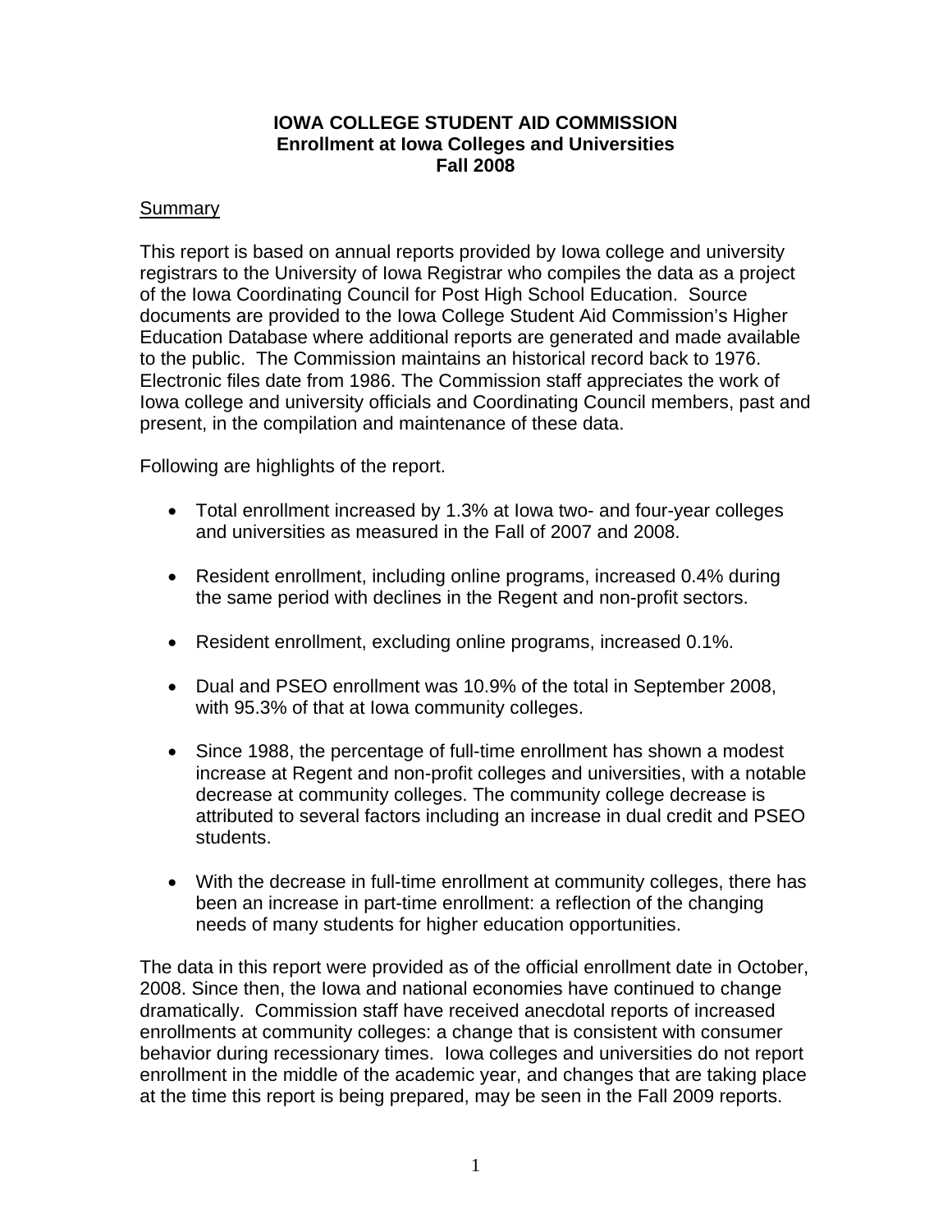**IOWA COLLEGE STUDENT AID COMMISSION**
**Enrollment at Iowa Colleges and Universities**
**Fall 2008**

## Summary

This report is based on annual reports provided by Iowa college and university registrars to the University of Iowa Registrar who compiles the data as a project of the Iowa Coordinating Council for Post High School Education. Source documents are provided to the Iowa College Student Aid Commission's Higher Education Database where additional reports are generated and made available to the public. The Commission maintains an historical record back to 1976. Electronic files date from 1986. The Commission staff appreciates the work of Iowa college and university officials and Coordinating Council members, past and present, in the compilation and maintenance of these data.

Following are highlights of the report.

- Total enrollment increased by 1.3% at Iowa two- and four-year colleges and universities as measured in the Fall of 2007 and 2008.
- Resident enrollment, including online programs, increased 0.4% during the same period with declines in the Regent and non-profit sectors.
- Resident enrollment, excluding online programs, increased 0.1%.
- Dual and PSEO enrollment was 10.9% of the total in September 2008, with 95.3% of that at Iowa community colleges.
- Since 1988, the percentage of full-time enrollment has shown a modest increase at Regent and non-profit colleges and universities, with a notable decrease at community colleges. The community college decrease is attributed to several factors including an increase in dual credit and PSEO students.
- With the decrease in full-time enrollment at community colleges, there has been an increase in part-time enrollment: a reflection of the changing needs of many students for higher education opportunities.

The data in this report were provided as of the official enrollment date in October, 2008. Since then, the Iowa and national economies have continued to change dramatically. Commission staff have received anecdotal reports of increased enrollments at community colleges: a change that is consistent with consumer behavior during recessionary times. Iowa colleges and universities do not report enrollment in the middle of the academic year, and changes that are taking place at the time this report is being prepared, may be seen in the Fall 2009 reports.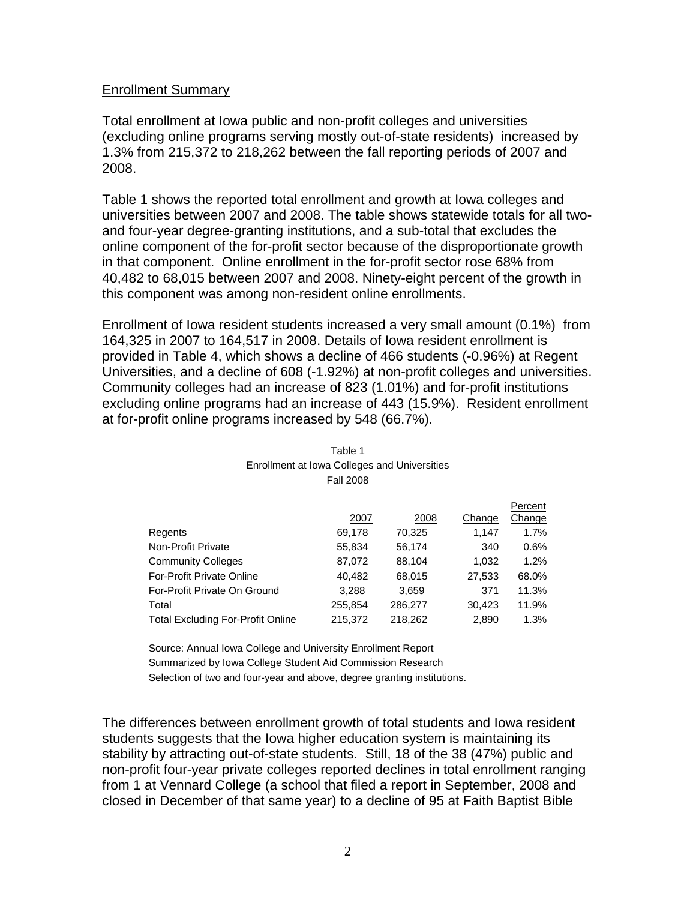## Enrollment Summary

Total enrollment at Iowa public and non-profit colleges and universities (excluding online programs serving mostly out-of-state residents) increased by 1.3% from 215,372 to 218,262 between the fall reporting periods of 2007 and 2008.

Table 1 shows the reported total enrollment and growth at Iowa colleges and universities between 2007 and 2008. The table shows statewide totals for all two- and four-year degree-granting institutions, and a sub-total that excludes the online component of the for-profit sector because of the disproportionate growth in that component. Online enrollment in the for-profit sector rose 68% from 40,482 to 68,015 between 2007 and 2008. Ninety-eight percent of the growth in this component was among non-resident online enrollments.

Enrollment of Iowa resident students increased a very small amount (0.1%) from 164,325 in 2007 to 164,517 in 2008. Details of Iowa resident enrollment is provided in Table 4, which shows a decline of 466 students (-0.96%) at Regent Universities, and a decline of 608 (-1.92%) at non-profit colleges and universities. Community colleges had an increase of 823 (1.01%) and for-profit institutions excluding online programs had an increase of 443 (15.9%). Resident enrollment at for-profit online programs increased by 548 (66.7%).

Table 1
Enrollment at Iowa Colleges and Universities
Fall 2008

| | 2007 | 2008 | Change | Percent Change |
|---|---|---|---|---|
| Regents | 69,178 | 70,325 | 1,147 | 1.7% |
| Non-Profit Private | 55,834 | 56,174 | 340 | 0.6% |
| Community Colleges | 87,072 | 88,104 | 1,032 | 1.2% |
| For-Profit Private Online | 40,482 | 68,015 | 27,533 | 68.0% |
| For-Profit Private On Ground | 3,288 | 3,659 | 371 | 11.3% |
| Total | 255,854 | 286,277 | 30,423 | 11.9% |
| Total Excluding For-Profit Online | 215,372 | 218,262 | 2,890 | 1.3% |

Source: Annual Iowa College and University Enrollment Report
Summarized by Iowa College Student Aid Commission Research
Selection of two and four-year and above, degree granting institutions.

The differences between enrollment growth of total students and Iowa resident students suggests that the Iowa higher education system is maintaining its stability by attracting out-of-state students. Still, 18 of the 38 (47%) public and non-profit four-year private colleges reported declines in total enrollment ranging from 1 at Vennard College (a school that filed a report in September, 2008 and closed in December of that same year) to a decline of 95 at Faith Baptist Bible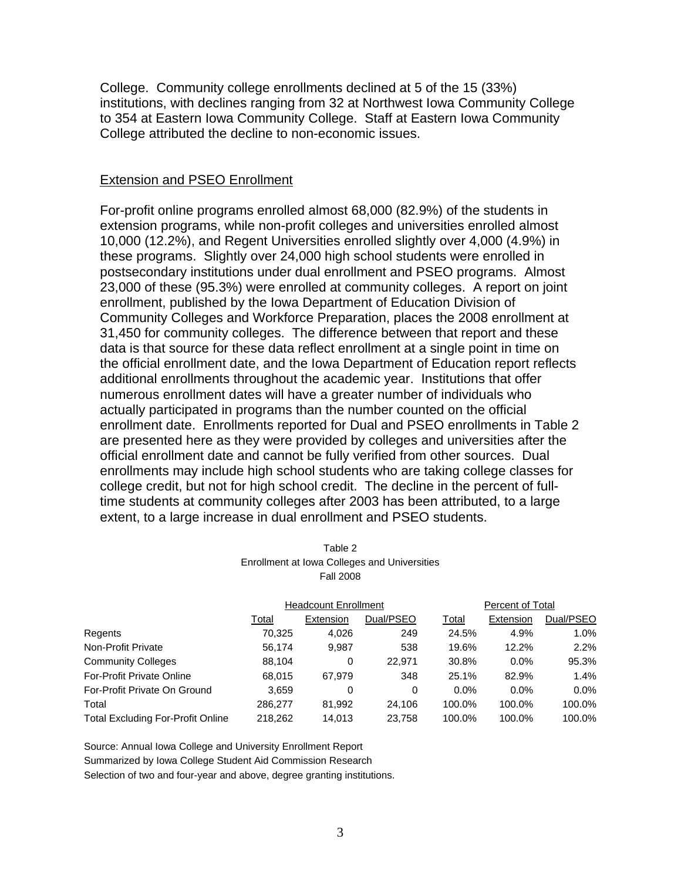College. Community college enrollments declined at 5 of the 15 (33%) institutions, with declines ranging from 32 at Northwest Iowa Community College to 354 at Eastern Iowa Community College. Staff at Eastern Iowa Community College attributed the decline to non-economic issues.

## Extension and PSEO Enrollment

For-profit online programs enrolled almost 68,000 (82.9%) of the students in extension programs, while non-profit colleges and universities enrolled almost 10,000 (12.2%), and Regent Universities enrolled slightly over 4,000 (4.9%) in these programs. Slightly over 24,000 high school students were enrolled in postsecondary institutions under dual enrollment and PSEO programs. Almost 23,000 of these (95.3%) were enrolled at community colleges. A report on joint enrollment, published by the Iowa Department of Education Division of Community Colleges and Workforce Preparation, places the 2008 enrollment at 31,450 for community colleges. The difference between that report and these data is that source for these data reflect enrollment at a single point in time on the official enrollment date, and the Iowa Department of Education report reflects additional enrollments throughout the academic year. Institutions that offer numerous enrollment dates will have a greater number of individuals who actually participated in programs than the number counted on the official enrollment date. Enrollments reported for Dual and PSEO enrollments in Table 2 are presented here as they were provided by colleges and universities after the official enrollment date and cannot be fully verified from other sources. Dual enrollments may include high school students who are taking college classes for college credit, but not for high school credit. The decline in the percent of full-time students at community colleges after 2003 has been attributed, to a large extent, to a large increase in dual enrollment and PSEO students.

Table 2
Enrollment at Iowa Colleges and Universities
Fall 2008

| | Headcount Enrollment | | | Percent of Total | | |
|---|---|---|---|---|---|---|
| | Total | Extension | Dual/PSEO | Total | Extension | Dual/PSEO |
| Regents | 70,325 | 4,026 | 249 | 24.5% | 4.9% | 1.0% |
| Non-Profit Private | 56,174 | 9,987 | 538 | 19.6% | 12.2% | 2.2% |
| Community Colleges | 88,104 | 0 | 22,971 | 30.8% | 0.0% | 95.3% |
| For-Profit Private Online | 68,015 | 67,979 | 348 | 25.1% | 82.9% | 1.4% |
| For-Profit Private On Ground | 3,659 | 0 | 0 | 0.0% | 0.0% | 0.0% |
| Total | 286,277 | 81,992 | 24,106 | 100.0% | 100.0% | 100.0% |
| Total Excluding For-Profit Online | 218,262 | 14,013 | 23,758 | 100.0% | 100.0% | 100.0% |

Source: Annual Iowa College and University Enrollment Report
Summarized by Iowa College Student Aid Commission Research
Selection of two and four-year and above, degree granting institutions.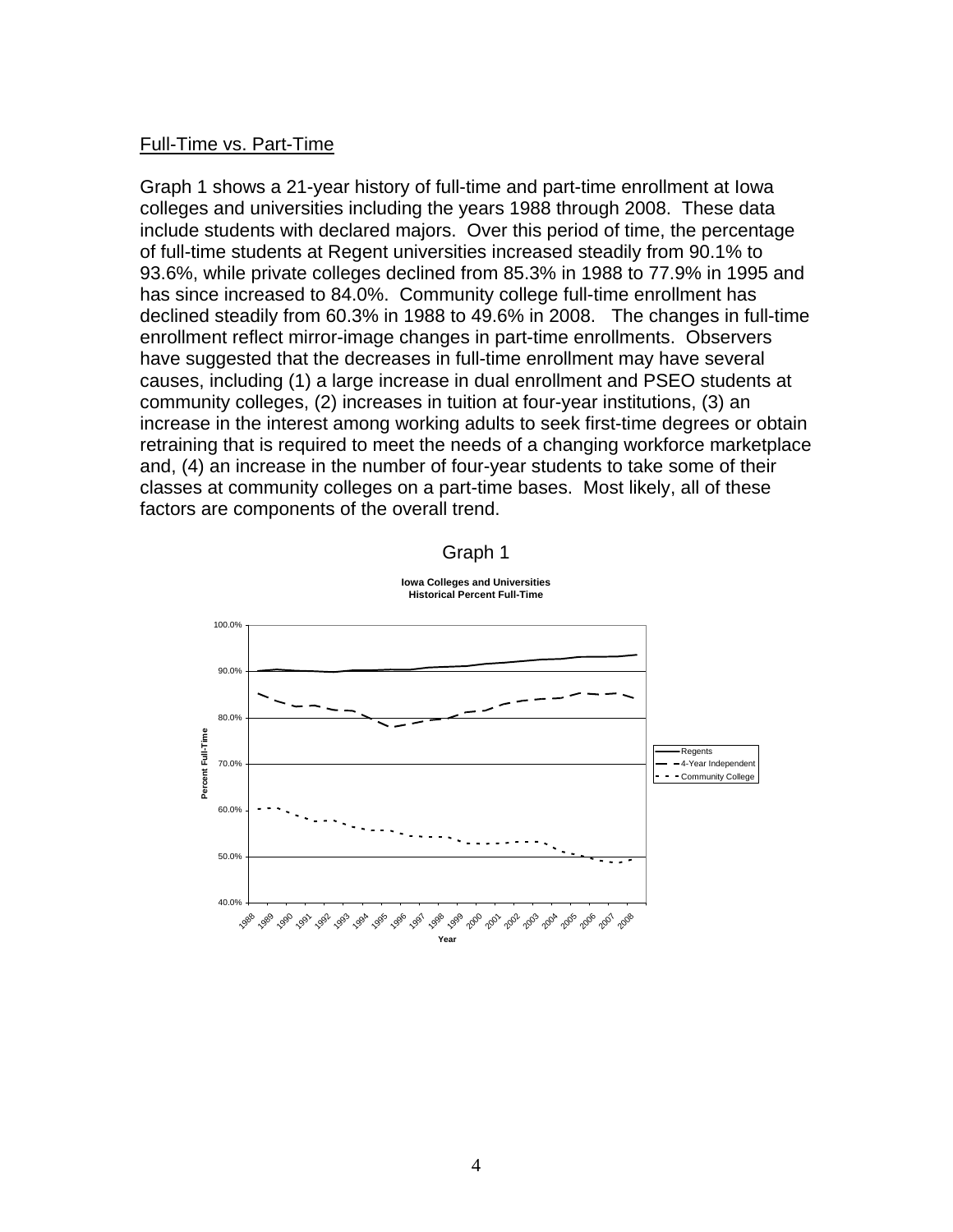Full-Time vs. Part-Time

Graph 1 shows a 21-year history of full-time and part-time enrollment at Iowa colleges and universities including the years 1988 through 2008. These data include students with declared majors. Over this period of time, the percentage of full-time students at Regent universities increased steadily from 90.1% to 93.6%, while private colleges declined from 85.3% in 1988 to 77.9% in 1995 and has since increased to 84.0%. Community college full-time enrollment has declined steadily from 60.3% in 1988 to 49.6% in 2008. The changes in full-time enrollment reflect mirror-image changes in part-time enrollments. Observers have suggested that the decreases in full-time enrollment may have several causes, including (1) a large increase in dual enrollment and PSEO students at community colleges, (2) increases in tuition at four-year institutions, (3) an increase in the interest among working adults to seek first-time degrees or obtain retraining that is required to meet the needs of a changing workforce marketplace and, (4) an increase in the number of four-year students to take some of their classes at community colleges on a part-time bases. Most likely, all of these factors are components of the overall trend.

Graph 1

**Iowa Colleges and Universities**
**Historical Percent Full-Time**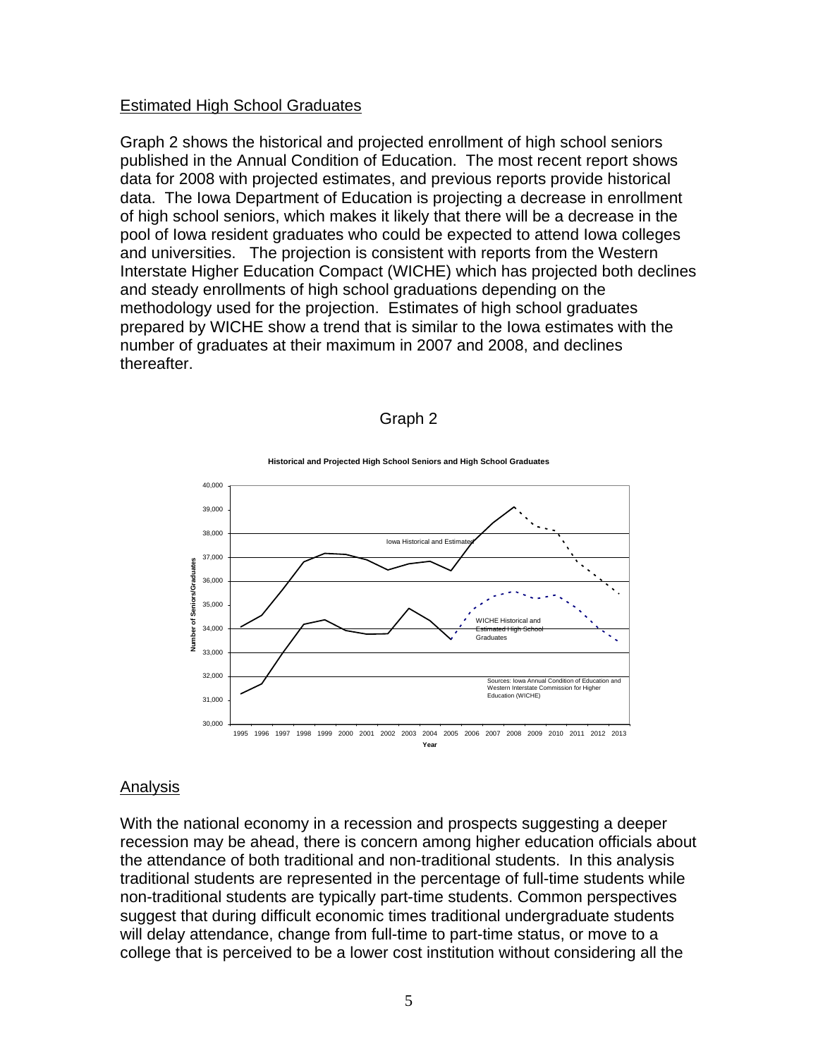## Estimated High School Graduates

Graph 2 shows the historical and projected enrollment of high school seniors published in the Annual Condition of Education. The most recent report shows data for 2008 with projected estimates, and previous reports provide historical data. The Iowa Department of Education is projecting a decrease in enrollment of high school seniors, which makes it likely that there will be a decrease in the pool of Iowa resident graduates who could be expected to attend Iowa colleges and universities. The projection is consistent with reports from the Western Interstate Higher Education Compact (WICHE) which has projected both declines and steady enrollments of high school graduations depending on the methodology used for the projection. Estimates of high school graduates prepared by WICHE show a trend that is similar to the Iowa estimates with the number of graduates at their maximum in 2007 and 2008, and declines thereafter.

Graph 2

**Historical and Projected High School Seniors and High School Graduates**

Iowa Historical and Estimated

WICHE Historical and Estimated High School Graduates

Sources: Iowa Annual Condition of Education and Western Interstate Commission for Higher Education (WICHE)

Number of Seniors/Graduates (30,000 – 40,000); Year (1995 – 2013)

## Analysis

With the national economy in a recession and prospects suggesting a deeper recession may be ahead, there is concern among higher education officials about the attendance of both traditional and non-traditional students. In this analysis traditional students are represented in the percentage of full-time students while non-traditional students are typically part-time students. Common perspectives suggest that during difficult economic times traditional undergraduate students will delay attendance, change from full-time to part-time status, or move to a college that is perceived to be a lower cost institution without considering all the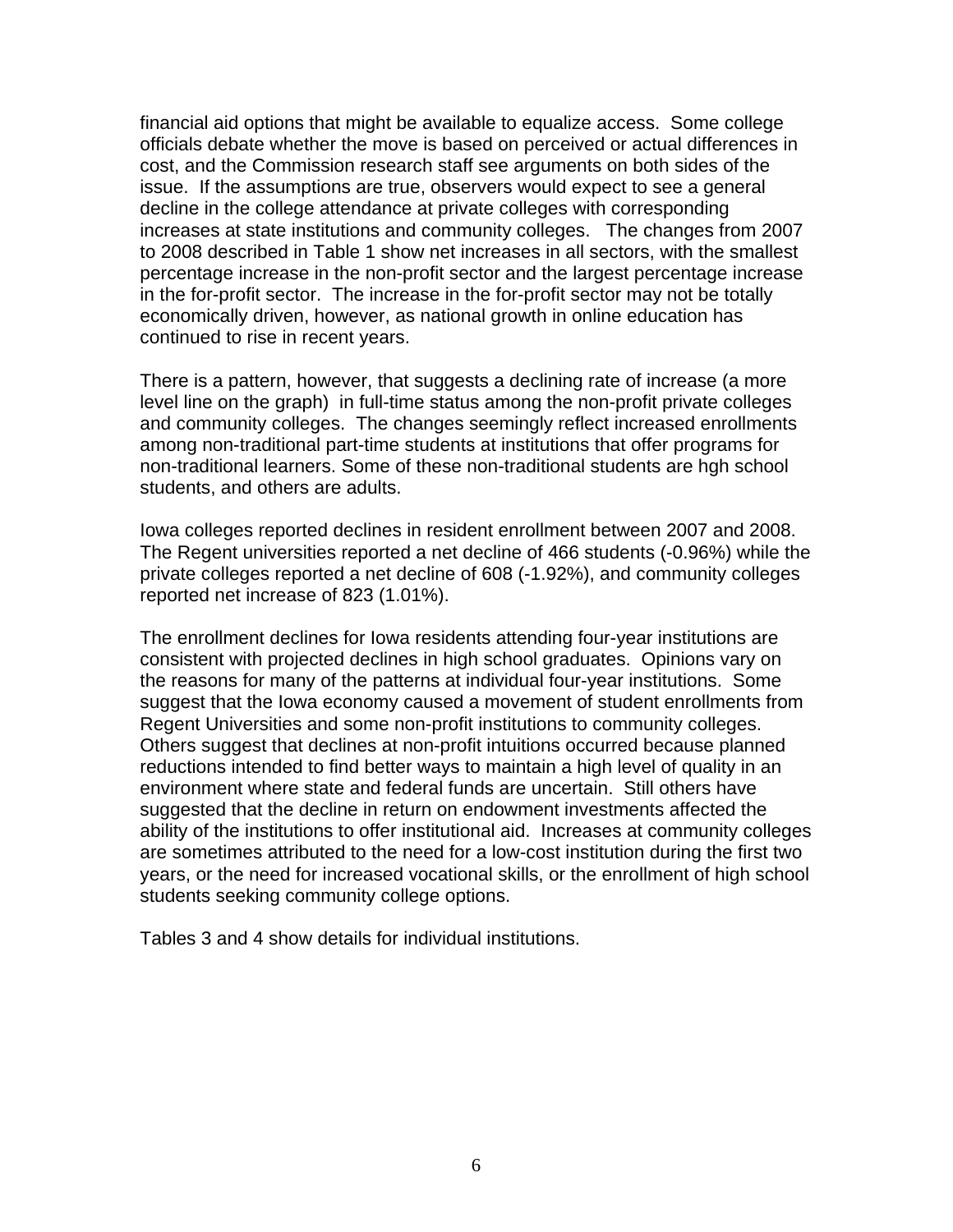financial aid options that might be available to equalize access. Some college officials debate whether the move is based on perceived or actual differences in cost, and the Commission research staff see arguments on both sides of the issue. If the assumptions are true, observers would expect to see a general decline in the college attendance at private colleges with corresponding increases at state institutions and community colleges. The changes from 2007 to 2008 described in Table 1 show net increases in all sectors, with the smallest percentage increase in the non-profit sector and the largest percentage increase in the for-profit sector. The increase in the for-profit sector may not be totally economically driven, however, as national growth in online education has continued to rise in recent years.

There is a pattern, however, that suggests a declining rate of increase (a more level line on the graph) in full-time status among the non-profit private colleges and community colleges. The changes seemingly reflect increased enrollments among non-traditional part-time students at institutions that offer programs for non-traditional learners. Some of these non-traditional students are hgh school students, and others are adults.

Iowa colleges reported declines in resident enrollment between 2007 and 2008. The Regent universities reported a net decline of 466 students (-0.96%) while the private colleges reported a net decline of 608 (-1.92%), and community colleges reported net increase of 823 (1.01%).

The enrollment declines for Iowa residents attending four-year institutions are consistent with projected declines in high school graduates. Opinions vary on the reasons for many of the patterns at individual four-year institutions. Some suggest that the Iowa economy caused a movement of student enrollments from Regent Universities and some non-profit institutions to community colleges. Others suggest that declines at non-profit intuitions occurred because planned reductions intended to find better ways to maintain a high level of quality in an environment where state and federal funds are uncertain. Still others have suggested that the decline in return on endowment investments affected the ability of the institutions to offer institutional aid. Increases at community colleges are sometimes attributed to the need for a low-cost institution during the first two years, or the need for increased vocational skills, or the enrollment of high school students seeking community college options.

Tables 3 and 4 show details for individual institutions.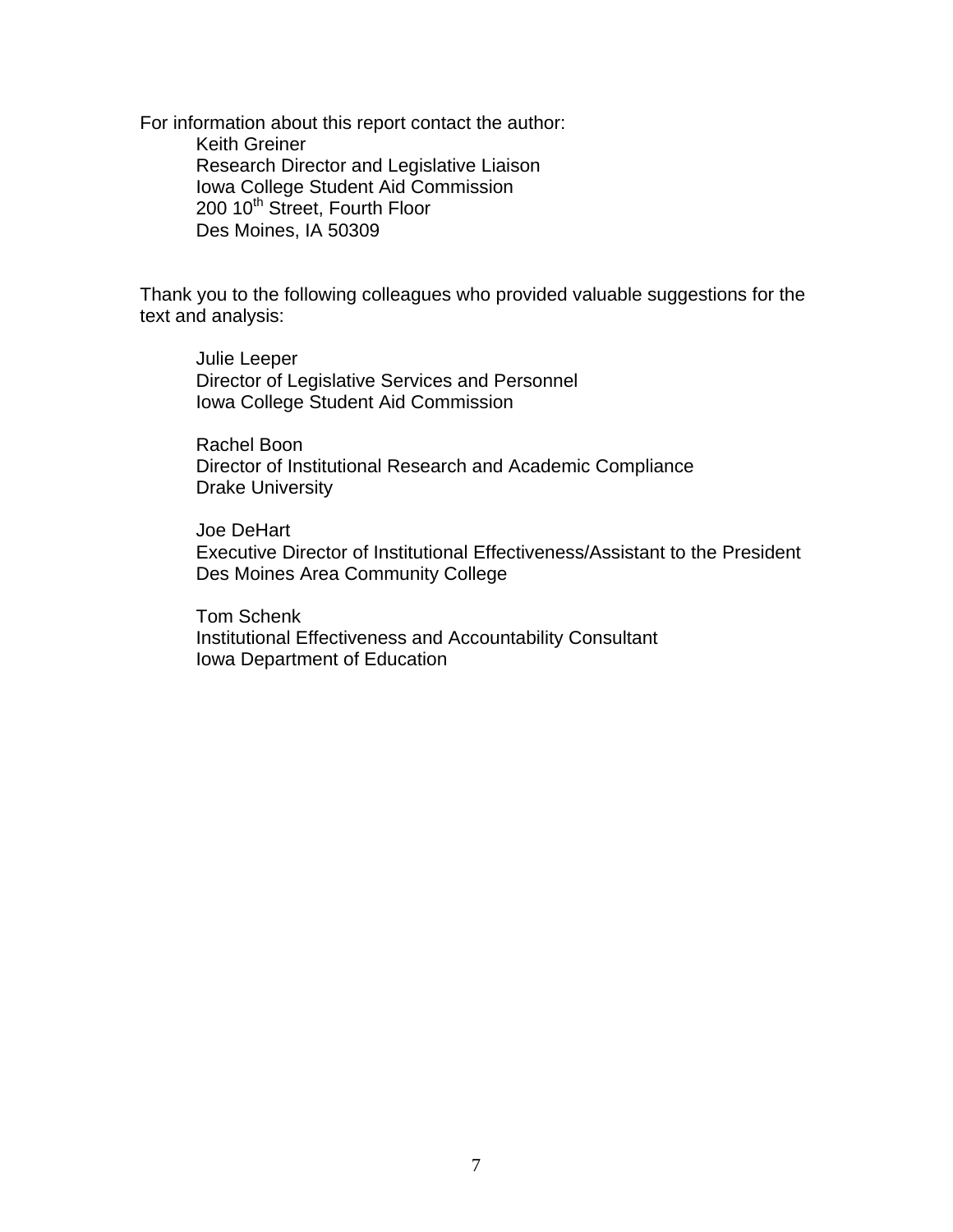For information about this report contact the author:

Keith Greiner
Research Director and Legislative Liaison
Iowa College Student Aid Commission
200 10th Street, Fourth Floor
Des Moines, IA 50309

Thank you to the following colleagues who provided valuable suggestions for the text and analysis:

Julie Leeper
Director of Legislative Services and Personnel
Iowa College Student Aid Commission

Rachel Boon
Director of Institutional Research and Academic Compliance
Drake University

Joe DeHart
Executive Director of Institutional Effectiveness/Assistant to the President
Des Moines Area Community College

Tom Schenk
Institutional Effectiveness and Accountability Consultant
Iowa Department of Education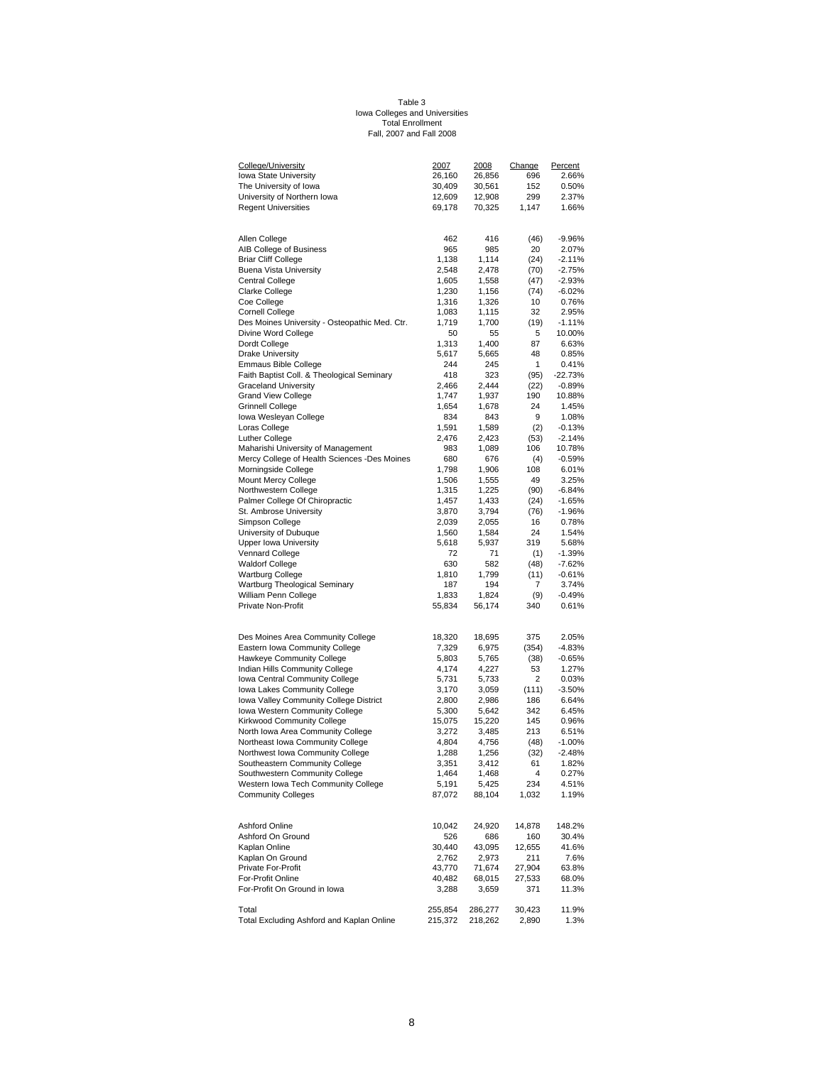Table 3
Iowa Colleges and Universities
Total Enrollment
Fall, 2007 and Fall 2008

| College/University | 2007 | 2008 | Change | Percent |
|---|---|---|---|---|
| Iowa State University | 26,160 | 26,856 | 696 | 2.66% |
| The University of Iowa | 30,409 | 30,561 | 152 | 0.50% |
| University of Northern Iowa | 12,609 | 12,908 | 299 | 2.37% |
| Regent Universities | 69,178 | 70,325 | 1,147 | 1.66% |
| | | | | |
| Allen College | 462 | 416 | (46) | -9.96% |
| AIB College of Business | 965 | 985 | 20 | 2.07% |
| Briar Cliff College | 1,138 | 1,114 | (24) | -2.11% |
| Buena Vista University | 2,548 | 2,478 | (70) | -2.75% |
| Central College | 1,605 | 1,558 | (47) | -2.93% |
| Clarke College | 1,230 | 1,156 | (74) | -6.02% |
| Coe College | 1,316 | 1,326 | 10 | 0.76% |
| Cornell College | 1,083 | 1,115 | 32 | 2.95% |
| Des Moines University - Osteopathic Med. Ctr. | 1,719 | 1,700 | (19) | -1.11% |
| Divine Word College | 50 | 55 | 5 | 10.00% |
| Dordt College | 1,313 | 1,400 | 87 | 6.63% |
| Drake University | 5,617 | 5,665 | 48 | 0.85% |
| Emmaus Bible College | 244 | 245 | 1 | 0.41% |
| Faith Baptist Coll. & Theological Seminary | 418 | 323 | (95) | -22.73% |
| Graceland University | 2,466 | 2,444 | (22) | -0.89% |
| Grand View College | 1,747 | 1,937 | 190 | 10.88% |
| Grinnell College | 1,654 | 1,678 | 24 | 1.45% |
| Iowa Wesleyan College | 834 | 843 | 9 | 1.08% |
| Loras College | 1,591 | 1,589 | (2) | -0.13% |
| Luther College | 2,476 | 2,423 | (53) | -2.14% |
| Maharishi University of Management | 983 | 1,089 | 106 | 10.78% |
| Mercy College of Health Sciences -Des Moines | 680 | 676 | (4) | -0.59% |
| Morningside College | 1,798 | 1,906 | 108 | 6.01% |
| Mount Mercy College | 1,506 | 1,555 | 49 | 3.25% |
| Northwestern College | 1,315 | 1,225 | (90) | -6.84% |
| Palmer College Of Chiropractic | 1,457 | 1,433 | (24) | -1.65% |
| St. Ambrose University | 3,870 | 3,794 | (76) | -1.96% |
| Simpson College | 2,039 | 2,055 | 16 | 0.78% |
| University of Dubuque | 1,560 | 1,584 | 24 | 1.54% |
| Upper Iowa University | 5,618 | 5,937 | 319 | 5.68% |
| Vennard College | 72 | 71 | (1) | -1.39% |
| Waldorf College | 630 | 582 | (48) | -7.62% |
| Wartburg College | 1,810 | 1,799 | (11) | -0.61% |
| Wartburg Theological Seminary | 187 | 194 | 7 | 3.74% |
| William Penn College | 1,833 | 1,824 | (9) | -0.49% |
| Private Non-Profit | 55,834 | 56,174 | 340 | 0.61% |
| | | | | |
| Des Moines Area Community College | 18,320 | 18,695 | 375 | 2.05% |
| Eastern Iowa Community College | 7,329 | 6,975 | (354) | -4.83% |
| Hawkeye Community College | 5,803 | 5,765 | (38) | -0.65% |
| Indian Hills Community College | 4,174 | 4,227 | 53 | 1.27% |
| Iowa Central Community College | 5,731 | 5,733 | 2 | 0.03% |
| Iowa Lakes Community College | 3,170 | 3,059 | (111) | -3.50% |
| Iowa Valley Community College District | 2,800 | 2,986 | 186 | 6.64% |
| Iowa Western Community College | 5,300 | 5,642 | 342 | 6.45% |
| Kirkwood Community College | 15,075 | 15,220 | 145 | 0.96% |
| North Iowa Area Community College | 3,272 | 3,485 | 213 | 6.51% |
| Northeast Iowa Community College | 4,804 | 4,756 | (48) | -1.00% |
| Northwest Iowa Community College | 1,288 | 1,256 | (32) | -2.48% |
| Southeastern Community College | 3,351 | 3,412 | 61 | 1.82% |
| Southwestern Community College | 1,464 | 1,468 | 4 | 0.27% |
| Western Iowa Tech Community College | 5,191 | 5,425 | 234 | 4.51% |
| Community Colleges | 87,072 | 88,104 | 1,032 | 1.19% |
| | | | | |
| Ashford Online | 10,042 | 24,920 | 14,878 | 148.2% |
| Ashford On Ground | 526 | 686 | 160 | 30.4% |
| Kaplan Online | 30,440 | 43,095 | 12,655 | 41.6% |
| Kaplan On Ground | 2,762 | 2,973 | 211 | 7.6% |
| Private For-Profit | 43,770 | 71,674 | 27,904 | 63.8% |
| For-Profit Online | 40,482 | 68,015 | 27,533 | 68.0% |
| For-Profit On Ground in Iowa | 3,288 | 3,659 | 371 | 11.3% |
| | | | | |
| Total | 255,854 | 286,277 | 30,423 | 11.9% |
| Total Excluding Ashford and Kaplan Online | 215,372 | 218,262 | 2,890 | 1.3% |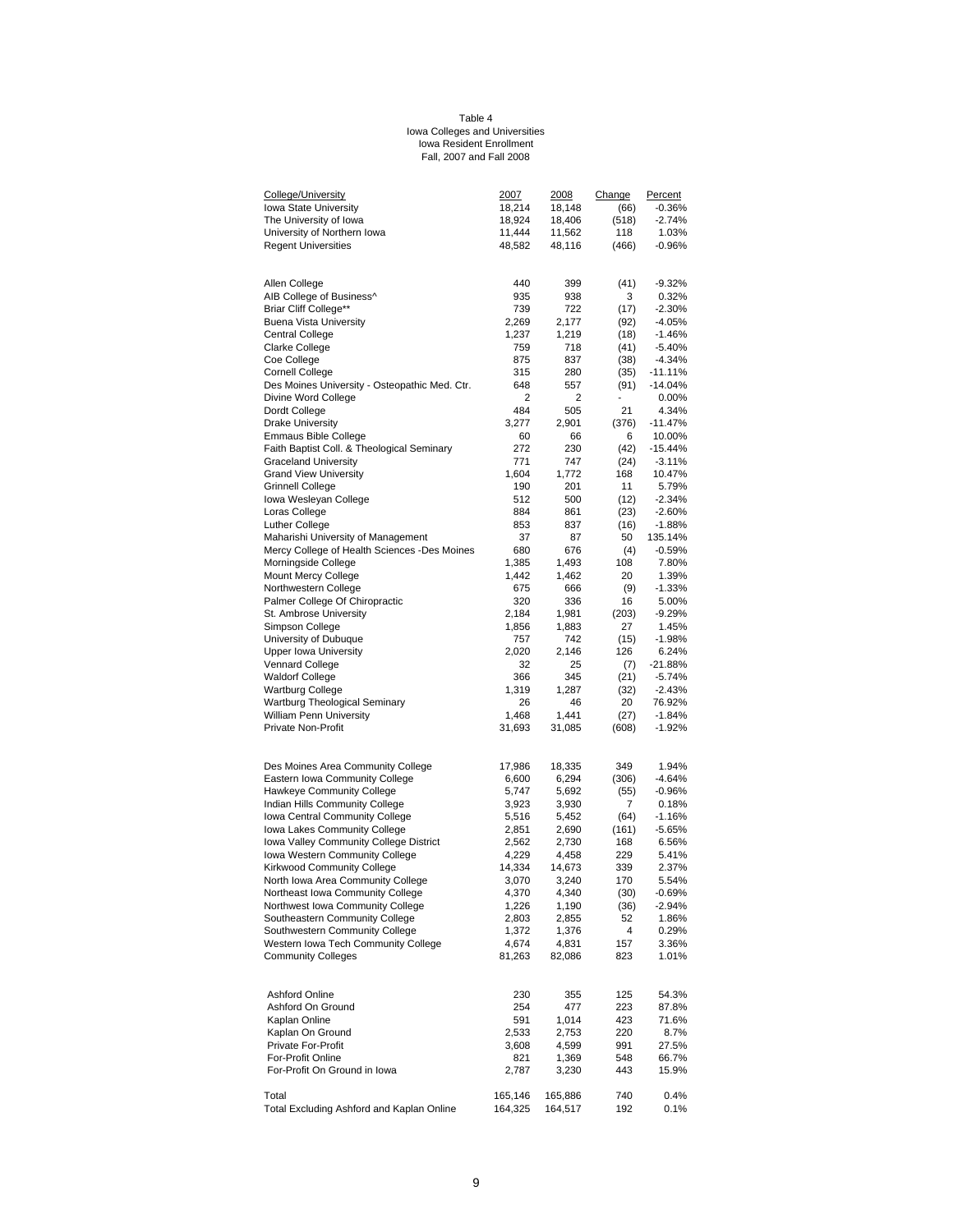Table 4
Iowa Colleges and Universities
Iowa Resident Enrollment
Fall, 2007 and Fall 2008

| College/University | 2007 | 2008 | Change | Percent |
|---|---|---|---|---|
| Iowa State University | 18,214 | 18,148 | (66) | -0.36% |
| The University of Iowa | 18,924 | 18,406 | (518) | -2.74% |
| University of Northern Iowa | 11,444 | 11,562 | 118 | 1.03% |
| Regent Universities | 48,582 | 48,116 | (466) | -0.96% |
| | | | | |
| Allen College | 440 | 399 | (41) | -9.32% |
| AIB College of Business^ | 935 | 938 | 3 | 0.32% |
| Briar Cliff College** | 739 | 722 | (17) | -2.30% |
| Buena Vista University | 2,269 | 2,177 | (92) | -4.05% |
| Central College | 1,237 | 1,219 | (18) | -1.46% |
| Clarke College | 759 | 718 | (41) | -5.40% |
| Coe College | 875 | 837 | (38) | -4.34% |
| Cornell College | 315 | 280 | (35) | -11.11% |
| Des Moines University - Osteopathic Med. Ctr. | 648 | 557 | (91) | -14.04% |
| Divine Word College | 2 | 2 | - | 0.00% |
| Dordt College | 484 | 505 | 21 | 4.34% |
| Drake University | 3,277 | 2,901 | (376) | -11.47% |
| Emmaus Bible College | 60 | 66 | 6 | 10.00% |
| Faith Baptist Coll. & Theological Seminary | 272 | 230 | (42) | -15.44% |
| Graceland University | 771 | 747 | (24) | -3.11% |
| Grand View University | 1,604 | 1,772 | 168 | 10.47% |
| Grinnell College | 190 | 201 | 11 | 5.79% |
| Iowa Wesleyan College | 512 | 500 | (12) | -2.34% |
| Loras College | 884 | 861 | (23) | -2.60% |
| Luther College | 853 | 837 | (16) | -1.88% |
| Maharishi University of Management | 37 | 87 | 50 | 135.14% |
| Mercy College of Health Sciences -Des Moines | 680 | 676 | (4) | -0.59% |
| Morningside College | 1,385 | 1,493 | 108 | 7.80% |
| Mount Mercy College | 1,442 | 1,462 | 20 | 1.39% |
| Northwestern College | 675 | 666 | (9) | -1.33% |
| Palmer College Of Chiropractic | 320 | 336 | 16 | 5.00% |
| St. Ambrose University | 2,184 | 1,981 | (203) | -9.29% |
| Simpson College | 1,856 | 1,883 | 27 | 1.45% |
| University of Dubuque | 757 | 742 | (15) | -1.98% |
| Upper Iowa University | 2,020 | 2,146 | 126 | 6.24% |
| Vennard College | 32 | 25 | (7) | -21.88% |
| Waldorf College | 366 | 345 | (21) | -5.74% |
| Wartburg College | 1,319 | 1,287 | (32) | -2.43% |
| Wartburg Theological Seminary | 26 | 46 | 20 | 76.92% |
| William Penn University | 1,468 | 1,441 | (27) | -1.84% |
| Private Non-Profit | 31,693 | 31,085 | (608) | -1.92% |
| | | | | |
| Des Moines Area Community College | 17,986 | 18,335 | 349 | 1.94% |
| Eastern Iowa Community College | 6,600 | 6,294 | (306) | -4.64% |
| Hawkeye Community College | 5,747 | 5,692 | (55) | -0.96% |
| Indian Hills Community College | 3,923 | 3,930 | 7 | 0.18% |
| Iowa Central Community College | 5,516 | 5,452 | (64) | -1.16% |
| Iowa Lakes Community College | 2,851 | 2,690 | (161) | -5.65% |
| Iowa Valley Community College District | 2,562 | 2,730 | 168 | 6.56% |
| Iowa Western Community College | 4,229 | 4,458 | 229 | 5.41% |
| Kirkwood Community College | 14,334 | 14,673 | 339 | 2.37% |
| North Iowa Area Community College | 3,070 | 3,240 | 170 | 5.54% |
| Northeast Iowa Community College | 4,370 | 4,340 | (30) | -0.69% |
| Northwest Iowa Community College | 1,226 | 1,190 | (36) | -2.94% |
| Southeastern Community College | 2,803 | 2,855 | 52 | 1.86% |
| Southwestern Community College | 1,372 | 1,376 | 4 | 0.29% |
| Western Iowa Tech Community College | 4,674 | 4,831 | 157 | 3.36% |
| Community Colleges | 81,263 | 82,086 | 823 | 1.01% |
| | | | | |
| Ashford Online | 230 | 355 | 125 | 54.3% |
| Ashford On Ground | 254 | 477 | 223 | 87.8% |
| Kaplan Online | 591 | 1,014 | 423 | 71.6% |
| Kaplan On Ground | 2,533 | 2,753 | 220 | 8.7% |
| Private For-Profit | 3,608 | 4,599 | 991 | 27.5% |
| For-Profit Online | 821 | 1,369 | 548 | 66.7% |
| For-Profit On Ground in Iowa | 2,787 | 3,230 | 443 | 15.9% |
| | | | | |
| Total | 165,146 | 165,886 | 740 | 0.4% |
| Total Excluding Ashford and Kaplan Online | 164,325 | 164,517 | 192 | 0.1% |